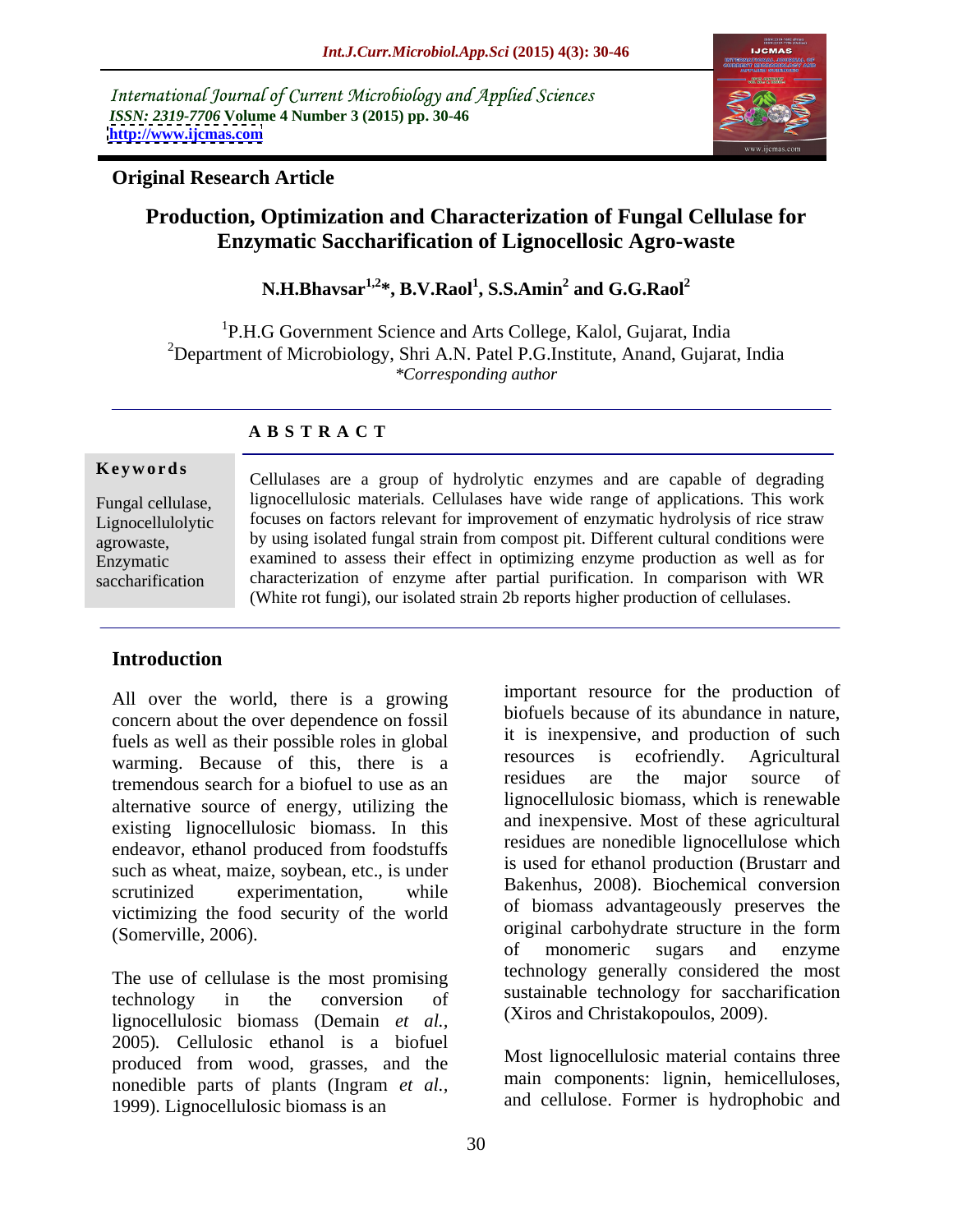International Journal of Current Microbiology and Applied Sciences
*ISSN: 2319-7706* **Volume 4 Number 3 (2015) pp. 30-46**
**http://www.ijcmas.com**

**Original Research Article**

# Production, Optimization and Characterization of Fungal Cellulase for Enzymatic Saccharification of Lignocellosic Agro-waste

**N.H.Bhavsar[1,2]*, B.V.Raol[1], S.S.Amin[2] and G.G.Raol[2]**

[1]P.H.G Government Science and Arts College, Kalol, Gujarat, India
[2]Department of Microbiology, Shri A.N. Patel P.G.Institute, Anand, Gujarat, India
*\*Corresponding author*

## A B S T R A C T

**Keywords**

Fungal cellulase, Lignocellulolytic agrowaste, Enzymatic saccharification

Cellulases are a group of hydrolytic enzymes and are capable of degrading lignocellulosic materials. Cellulases have wide range of applications. This work focuses on factors relevant for improvement of enzymatic hydrolysis of rice straw by using isolated fungal strain from compost pit. Different cultural conditions were examined to assess their effect in optimizing enzyme production as well as for characterization of enzyme after partial purification. In comparison with WR (White rot fungi), our isolated strain 2b reports higher production of cellulases.

## Introduction

All over the world, there is a growing concern about the over dependence on fossil fuels as well as their possible roles in global warming. Because of this, there is a tremendous search for a biofuel to use as an alternative source of energy, utilizing the existing lignocellulosic biomass. In this endeavor, ethanol produced from foodstuffs such as wheat, maize, soybean, etc., is under scrutinized experimentation, while victimizing the food security of the world (Somerville, 2006).

The use of cellulase is the most promising technology in the conversion of lignocellulosic biomass (Demain *et al.,* 2005). Cellulosic ethanol is a biofuel produced from wood, grasses, and the nonedible parts of plants (Ingram *et al.,* 1999). Lignocellulosic biomass is an important resource for the production of biofuels because of its abundance in nature, it is inexpensive, and production of such resources is ecofriendly. Agricultural residues are the major source of lignocellulosic biomass, which is renewable and inexpensive. Most of these agricultural residues are nonedible lignocellulose which is used for ethanol production (Brustarr and Bakenhus, 2008). Biochemical conversion of biomass advantageously preserves the original carbohydrate structure in the form of monomeric sugars and enzyme technology generally considered the most sustainable technology for saccharification (Xiros and Christakopoulos, 2009).

Most lignocellulosic material contains three main components: lignin, hemicelluloses, and cellulose. Former is hydrophobic and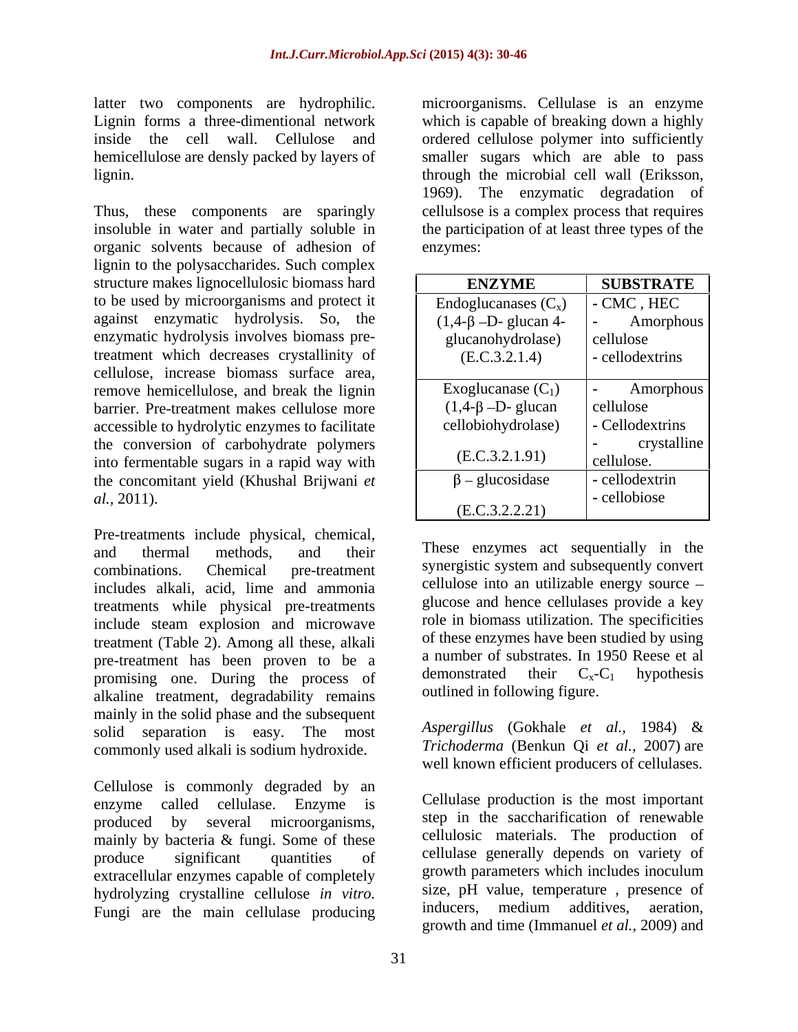latter two components are hydrophilic. Lignin forms a three-dimentional network inside the cell wall. Cellulose and hemicellulose are densly packed by layers of lignin.

Thus, these components are sparingly insoluble in water and partially soluble in organic solvents because of adhesion of lignin to the polysaccharides. Such complex structure makes lignocellulosic biomass hard to be used by microorganisms and protect it against enzymatic hydrolysis. So, the enzymatic hydrolysis involves biomass pre-treatment which decreases crystallinity of cellulose, increase biomass surface area, remove hemicellulose, and break the lignin barrier. Pre-treatment makes cellulose more accessible to hydrolytic enzymes to facilitate the conversion of carbohydrate polymers into fermentable sugars in a rapid way with the concomitant yield (Khushal Brijwani *et al.,* 2011).

Pre-treatments include physical, chemical, and thermal methods, and their combinations. Chemical pre-treatment includes alkali, acid, lime and ammonia treatments while physical pre-treatments include steam explosion and microwave treatment (Table 2). Among all these, alkali pre-treatment has been proven to be a promising one. During the process of alkaline treatment, degradability remains mainly in the solid phase and the subsequent solid separation is easy. The most commonly used alkali is sodium hydroxide.

Cellulose is commonly degraded by an enzyme called cellulase. Enzyme is produced by several microorganisms, mainly by bacteria & fungi. Some of these produce significant quantities of extracellular enzymes capable of completely hydrolyzing crystalline cellulose *in vitro.* Fungi are the main cellulase producing microorganisms. Cellulase is an enzyme which is capable of breaking down a highly ordered cellulose polymer into sufficiently smaller sugars which are able to pass through the microbial cell wall (Eriksson, 1969). The enzymatic degradation of cellulsose is a complex process that requires the participation of at least three types of the enzymes:

| ENZYME | SUBSTRATE |
|---|---|
| Endoglucanases ($C_x$) (1,4-β –D- glucan 4-glucanohydrolase) (E.C.3.2.1.4) | - CMC , HEC<br>- Amorphous cellulose<br>- cellodextrins |
| Exoglucanase ($C_1$) (1,4-β –D- glucan cellobiohydrolase) (E.C.3.2.1.91) | - Amorphous cellulose<br>- Cellodextrins<br>- crystalline cellulose. |
| β – glucosidase (E.C.3.2.2.21) | - cellodextrin<br>- cellobiose |

These enzymes act sequentially in the synergistic system and subsequently convert cellulose into an utilizable energy source – glucose and hence cellulases provide a key role in biomass utilization. The specificities of these enzymes have been studied by using a number of substrates. In 1950 Reese et al demonstrated their $C_x$-$C_1$ hypothesis outlined in following figure.

*Aspergillus* (Gokhale *et al.,* 1984) & *Trichoderma* (Benkun Qi *et al.,* 2007) are well known efficient producers of cellulases.

Cellulase production is the most important step in the saccharification of renewable cellulosic materials. The production of cellulase generally depends on variety of growth parameters which includes inoculum size, pH value, temperature , presence of inducers, medium additives, aeration, growth and time (Immanuel *et al.,* 2009) and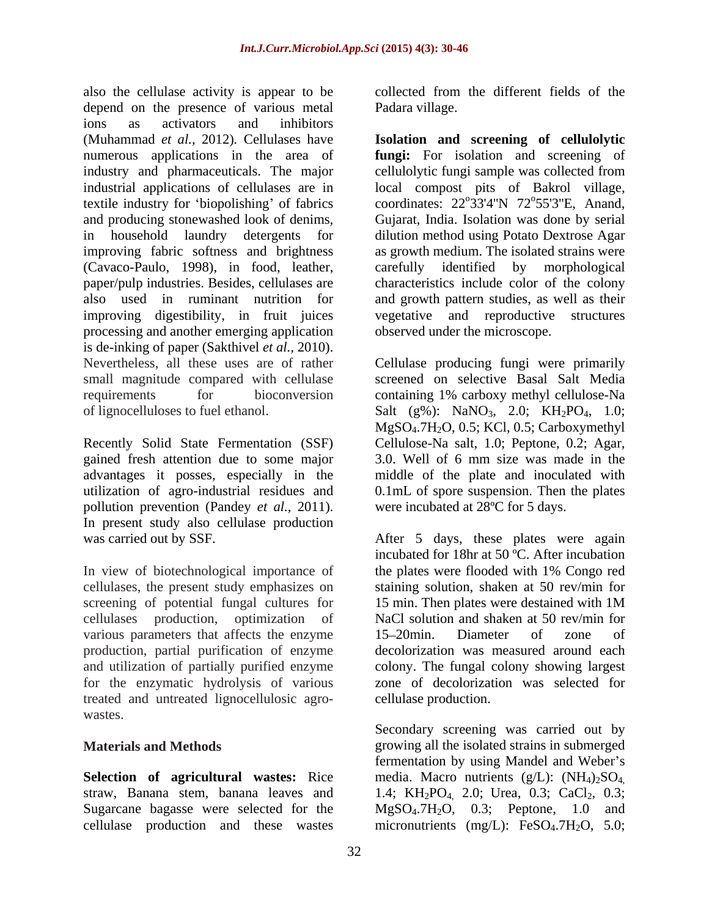also the cellulase activity is appear to be depend on the presence of various metal ions as activators and inhibitors (Muhammad *et al.*, 2012). Cellulases have numerous applications in the area of industry and pharmaceuticals. The major industrial applications of cellulases are in textile industry for 'biopolishing' of fabrics and producing stonewashed look of denims, in household laundry detergents for improving fabric softness and brightness (Cavaco-Paulo, 1998), in food, leather, paper/pulp industries. Besides, cellulases are also used in ruminant nutrition for improving digestibility, in fruit juices processing and another emerging application is de-inking of paper (Sakthivel *et al.*, 2010). Nevertheless, all these uses are of rather small magnitude compared with cellulase requirements for bioconversion of lignocelluloses to fuel ethanol.

Recently Solid State Fermentation (SSF) gained fresh attention due to some major advantages it posses, especially in the utilization of agro-industrial residues and pollution prevention (Pandey *et al.*, 2011). In present study also cellulase production was carried out by SSF.

In view of biotechnological importance of cellulases, the present study emphasizes on screening of potential fungal cultures for cellulases production, optimization of various parameters that affects the enzyme production, partial purification of enzyme and utilization of partially purified enzyme for the enzymatic hydrolysis of various treated and untreated lignocellulosic agro-wastes.

## Materials and Methods

**Selection of agricultural wastes:** Rice straw, Banana stem, banana leaves and Sugarcane bagasse were selected for the cellulase production and these wastes collected from the different fields of the Padara village.

**Isolation and screening of cellulolytic fungi:** For isolation and screening of cellulolytic fungi sample was collected from local compost pits of Bakrol village, coordinates: 22°33'4"N 72°55'3"E, Anand, Gujarat, India. Isolation was done by serial dilution method using Potato Dextrose Agar as growth medium. The isolated strains were carefully identified by morphological characteristics include color of the colony and growth pattern studies, as well as their vegetative and reproductive structures observed under the microscope.

Cellulase producing fungi were primarily screened on selective Basal Salt Media containing 1% carboxy methyl cellulose-Na Salt (g%): $NaNO_3$, 2.0; $KH_2PO_4$, 1.0; $MgSO_4.7H_2O$, 0.5; KCl, 0.5; Carboxymethyl Cellulose-Na salt, 1.0; Peptone, 0.2; Agar, 3.0. Well of 6 mm size was made in the middle of the plate and inoculated with 0.1mL of spore suspension. Then the plates were incubated at 28ºC for 5 days.

After 5 days, these plates were again incubated for 18hr at 50 ºC. After incubation the plates were flooded with 1% Congo red staining solution, shaken at 50 rev/min for 15 min. Then plates were destained with 1M NaCl solution and shaken at 50 rev/min for 15–20min. Diameter of zone of decolorization was measured around each colony. The fungal colony showing largest zone of decolorization was selected for cellulase production.

Secondary screening was carried out by growing all the isolated strains in submerged fermentation by using Mandel and Weber's media. Macro nutrients (g/L): $(NH_4)_2SO_4$, 1.4; $KH_2PO_4$, 2.0; Urea, 0.3; $CaCl_2$, 0.3; $MgSO_4.7H_2O$, 0.3; Peptone, 1.0 and micronutrients (mg/L): $FeSO_4.7H_2O$, 5.0;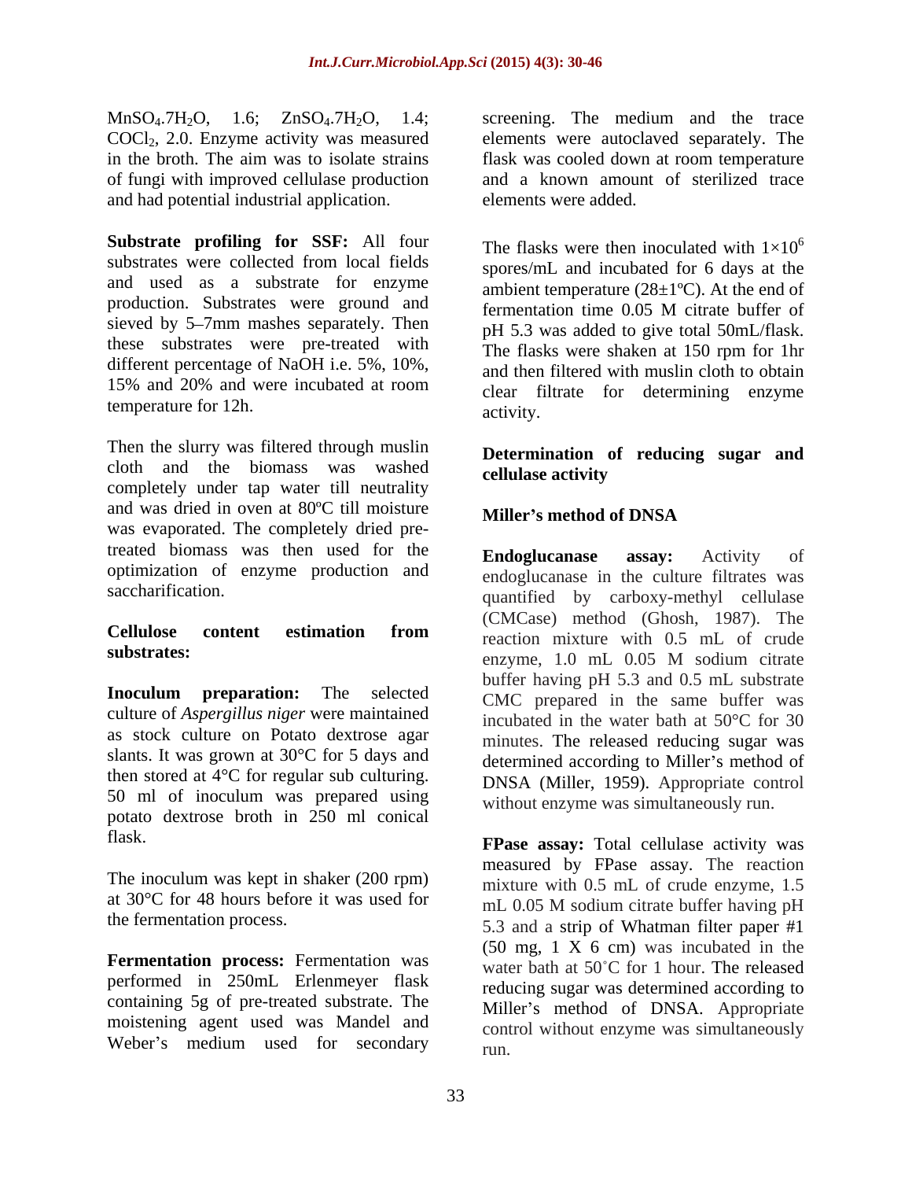$MnSO_4.7H_2O$, 1.6; $ZnSO_4.7H_2O$, 1.4; $COCl_2$, 2.0. Enzyme activity was measured in the broth. The aim was to isolate strains of fungi with improved cellulase production and had potential industrial application.

**Substrate profiling for SSF:** All four substrates were collected from local fields and used as a substrate for enzyme production. Substrates were ground and sieved by 5–7mm mashes separately. Then these substrates were pre-treated with different percentage of NaOH i.e. 5%, 10%, 15% and 20% and were incubated at room temperature for 12h.

Then the slurry was filtered through muslin cloth and the biomass was washed completely under tap water till neutrality and was dried in oven at 80ºC till moisture was evaporated. The completely dried pre-treated biomass was then used for the optimization of enzyme production and saccharification.

**Cellulose content estimation from substrates:**

**Inoculum preparation:** The selected culture of *Aspergillus niger* were maintained as stock culture on Potato dextrose agar slants. It was grown at 30°C for 5 days and then stored at 4°C for regular sub culturing. 50 ml of inoculum was prepared using potato dextrose broth in 250 ml conical flask.

The inoculum was kept in shaker (200 rpm) at 30°C for 48 hours before it was used for the fermentation process.

**Fermentation process:** Fermentation was performed in 250mL Erlenmeyer flask containing 5g of pre-treated substrate. The moistening agent used was Mandel and Weber's medium used for secondary screening. The medium and the trace elements were autoclaved separately. The flask was cooled down at room temperature and a known amount of sterilized trace elements were added.

The flasks were then inoculated with $1\times10^6$ spores/mL and incubated for 6 days at the ambient temperature (28±1ºC). At the end of fermentation time 0.05 M citrate buffer of pH 5.3 was added to give total 50mL/flask. The flasks were shaken at 150 rpm for 1hr and then filtered with muslin cloth to obtain clear filtrate for determining enzyme activity.

**Determination of reducing sugar and cellulase activity**

**Miller's method of DNSA**

**Endoglucanase assay:** Activity of endoglucanase in the culture filtrates was quantified by carboxy-methyl cellulase (CMCase) method (Ghosh, 1987). The reaction mixture with 0.5 mL of crude enzyme, 1.0 mL 0.05 M sodium citrate buffer having pH 5.3 and 0.5 mL substrate CMC prepared in the same buffer was incubated in the water bath at 50°C for 30 minutes. The released reducing sugar was determined according to Miller's method of DNSA (Miller, 1959). Appropriate control without enzyme was simultaneously run.

**FPase assay:** Total cellulase activity was measured by FPase assay. The reaction mixture with 0.5 mL of crude enzyme, 1.5 mL 0.05 M sodium citrate buffer having pH 5.3 and a strip of Whatman filter paper #1 (50 mg, 1 X 6 cm) was incubated in the water bath at 50˚C for 1 hour. The released reducing sugar was determined according to Miller's method of DNSA. Appropriate control without enzyme was simultaneously run.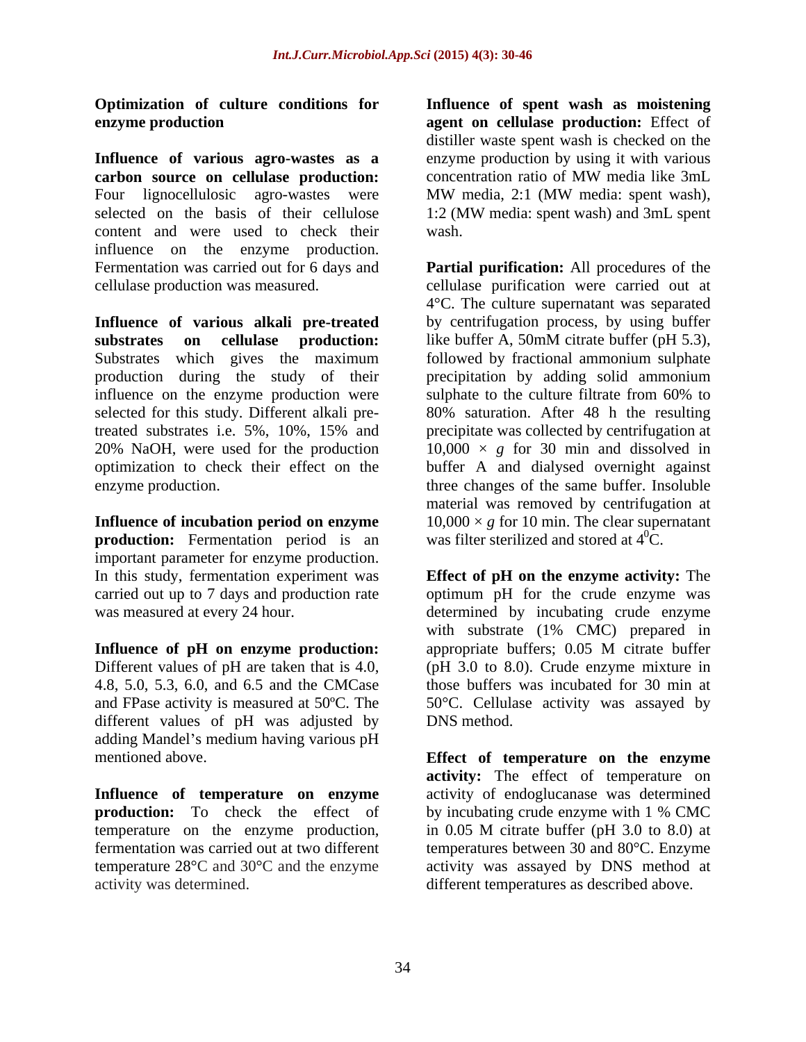**Optimization of culture conditions for enzyme production**

**Influence of various agro-wastes as a carbon source on cellulase production:** Four lignocellulosic agro-wastes were selected on the basis of their cellulose content and were used to check their influence on the enzyme production. Fermentation was carried out for 6 days and cellulase production was measured.

**Influence of various alkali pre-treated substrates on cellulase production:** Substrates which gives the maximum production during the study of their influence on the enzyme production were selected for this study. Different alkali pre-treated substrates i.e. 5%, 10%, 15% and 20% NaOH, were used for the production optimization to check their effect on the enzyme production.

**Influence of incubation period on enzyme production:** Fermentation period is an important parameter for enzyme production. In this study, fermentation experiment was carried out up to 7 days and production rate was measured at every 24 hour.

**Influence of pH on enzyme production:** Different values of pH are taken that is 4.0, 4.8, 5.0, 5.3, 6.0, and 6.5 and the CMCase and FPase activity is measured at 50ºC. The different values of pH was adjusted by adding Mandel's medium having various pH mentioned above.

**Influence of temperature on enzyme production:** To check the effect of temperature on the enzyme production, fermentation was carried out at two different temperature 28°C and 30°C and the enzyme activity was determined.

**Influence of spent wash as moistening agent on cellulase production:** Effect of distiller waste spent wash is checked on the enzyme production by using it with various concentration ratio of MW media like 3mL MW media, 2:1 (MW media: spent wash), 1:2 (MW media: spent wash) and 3mL spent wash.

**Partial purification:** All procedures of the cellulase purification were carried out at 4°C. The culture supernatant was separated by centrifugation process, by using buffer like buffer A, 50mM citrate buffer (pH 5.3), followed by fractional ammonium sulphate precipitation by adding solid ammonium sulphate to the culture filtrate from 60% to 80% saturation. After 48 h the resulting precipitate was collected by centrifugation at $10,000 \times g$ for 30 min and dissolved in buffer A and dialysed overnight against three changes of the same buffer. Insoluble material was removed by centrifugation at $10,000 \times g$ for 10 min. The clear supernatant was filter sterilized and stored at $4^0$C.

**Effect of pH on the enzyme activity:** The optimum pH for the crude enzyme was determined by incubating crude enzyme with substrate (1% CMC) prepared in appropriate buffers; 0.05 M citrate buffer (pH 3.0 to 8.0). Crude enzyme mixture in those buffers was incubated for 30 min at 50°C. Cellulase activity was assayed by DNS method.

**Effect of temperature on the enzyme activity:** The effect of temperature on activity of endoglucanase was determined by incubating crude enzyme with 1 % CMC in 0.05 M citrate buffer (pH 3.0 to 8.0) at temperatures between 30 and 80°C. Enzyme activity was assayed by DNS method at different temperatures as described above.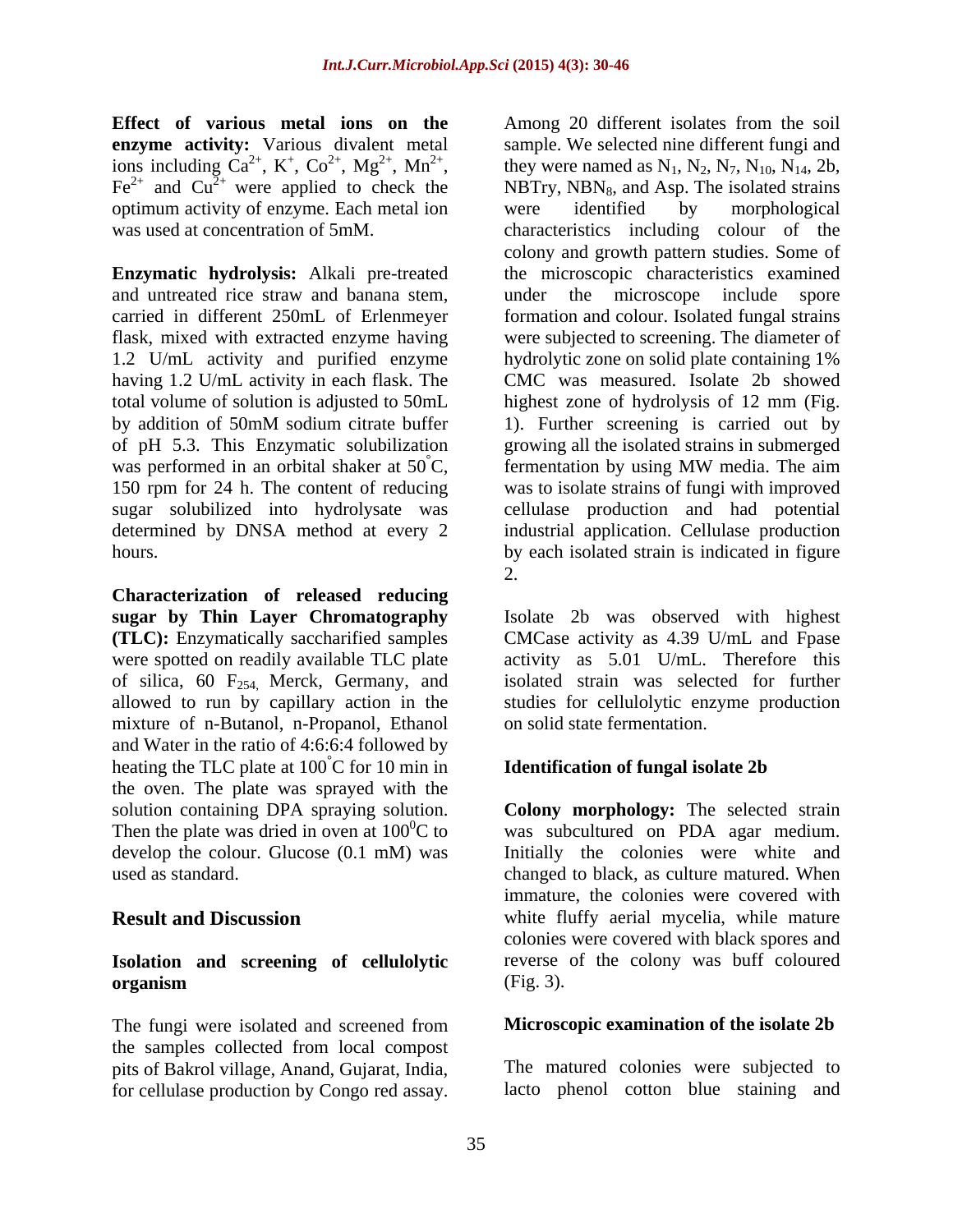**Effect of various metal ions on the enzyme activity:** Various divalent metal ions including $Ca^{2+}$, $K^{+}$, $Co^{2+}$, $Mg^{2+}$, $Mn^{2+}$, $Fe^{2+}$ and $Cu^{2+}$ were applied to check the optimum activity of enzyme. Each metal ion was used at concentration of 5mM.

**Enzymatic hydrolysis:** Alkali pre-treated and untreated rice straw and banana stem, carried in different 250mL of Erlenmeyer flask, mixed with extracted enzyme having 1.2 U/mL activity and purified enzyme having 1.2 U/mL activity in each flask. The total volume of solution is adjusted to 50mL by addition of 50mM sodium citrate buffer of pH 5.3. This Enzymatic solubilization was performed in an orbital shaker at 50°C, 150 rpm for 24 h. The content of reducing sugar solubilized into hydrolysate was determined by DNSA method at every 2 hours.

**Characterization of released reducing sugar by Thin Layer Chromatography (TLC):** Enzymatically saccharified samples were spotted on readily available TLC plate of silica, 60 $F_{254}$, Merck, Germany, and allowed to run by capillary action in the mixture of n-Butanol, n-Propanol, Ethanol and Water in the ratio of 4:6:6:4 followed by heating the TLC plate at 100°C for 10 min in the oven. The plate was sprayed with the solution containing DPA spraying solution. Then the plate was dried in oven at $100^{0}$C to develop the colour. Glucose (0.1 mM) was used as standard.

## Result and Discussion

### Isolation and screening of cellulolytic organism

The fungi were isolated and screened from the samples collected from local compost pits of Bakrol village, Anand, Gujarat, India, for cellulase production by Congo red assay. Among 20 different isolates from the soil sample. We selected nine different fungi and they were named as $N_1$, $N_2$, $N_7$, $N_{10}$, $N_{14}$, 2b, NBTry, $NBN_8$, and Asp. The isolated strains were identified by morphological characteristics including colour of the colony and growth pattern studies. Some of the microscopic characteristics examined under the microscope include spore formation and colour. Isolated fungal strains were subjected to screening. The diameter of hydrolytic zone on solid plate containing 1% CMC was measured. Isolate 2b showed highest zone of hydrolysis of 12 mm (Fig. 1). Further screening is carried out by growing all the isolated strains in submerged fermentation by using MW media. The aim was to isolate strains of fungi with improved cellulase production and had potential industrial application. Cellulase production by each isolated strain is indicated in figure 2.

Isolate 2b was observed with highest CMCase activity as 4.39 U/mL and Fpase activity as 5.01 U/mL. Therefore this isolated strain was selected for further studies for cellulolytic enzyme production on solid state fermentation.

### Identification of fungal isolate 2b

**Colony morphology:** The selected strain was subcultured on PDA agar medium. Initially the colonies were white and changed to black, as culture matured. When immature, the colonies were covered with white fluffy aerial mycelia, while mature colonies were covered with black spores and reverse of the colony was buff coloured (Fig. 3).

### Microscopic examination of the isolate 2b

The matured colonies were subjected to lacto phenol cotton blue staining and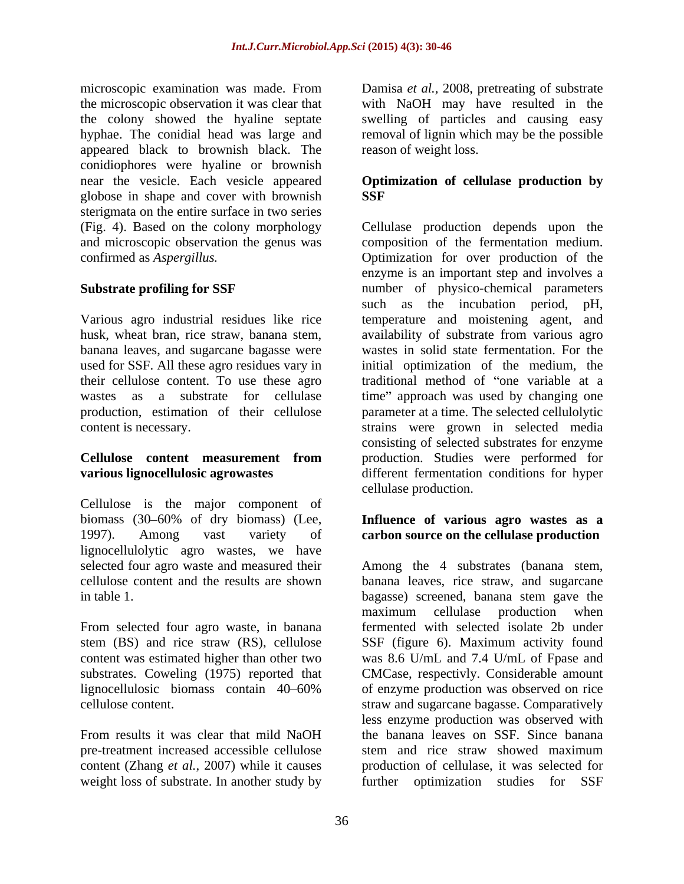microscopic examination was made. From the microscopic observation it was clear that the colony showed the hyaline septate hyphae. The conidial head was large and appeared black to brownish black. The conidiophores were hyaline or brownish near the vesicle. Each vesicle appeared globose in shape and cover with brownish sterigmata on the entire surface in two series (Fig. 4). Based on the colony morphology and microscopic observation the genus was confirmed as *Aspergillus.*

**Substrate profiling for SSF**

Various agro industrial residues like rice husk, wheat bran, rice straw, banana stem, banana leaves, and sugarcane bagasse were used for SSF. All these agro residues vary in their cellulose content. To use these agro wastes as a substrate for cellulase production, estimation of their cellulose content is necessary.

**Cellulose content measurement from various lignocellulosic agrowastes**

Cellulose is the major component of biomass (30–60% of dry biomass) (Lee, 1997). Among vast variety of lignocellulolytic agro wastes, we have selected four agro waste and measured their cellulose content and the results are shown in table 1.

From selected four agro waste, in banana stem (BS) and rice straw (RS), cellulose content was estimated higher than other two substrates. Coweling (1975) reported that lignocellulosic biomass contain 40–60% cellulose content.

From results it was clear that mild NaOH pre-treatment increased accessible cellulose content (Zhang *et al.,* 2007) while it causes weight loss of substrate. In another study by Damisa *et al.,* 2008, pretreating of substrate with NaOH may have resulted in the swelling of particles and causing easy removal of lignin which may be the possible reason of weight loss.

**Optimization of cellulase production by SSF**

Cellulase production depends upon the composition of the fermentation medium. Optimization for over production of the enzyme is an important step and involves a number of physico-chemical parameters such as the incubation period, pH, temperature and moistening agent, and availability of substrate from various agro wastes in solid state fermentation. For the initial optimization of the medium, the traditional method of "one variable at a time" approach was used by changing one parameter at a time. The selected cellulolytic strains were grown in selected media consisting of selected substrates for enzyme production. Studies were performed for different fermentation conditions for hyper cellulase production.

**Influence of various agro wastes as a carbon source on the cellulase production**

Among the 4 substrates (banana stem, banana leaves, rice straw, and sugarcane bagasse) screened, banana stem gave the maximum cellulase production when fermented with selected isolate 2b under SSF (figure 6). Maximum activity found was 8.6 U/mL and 7.4 U/mL of Fpase and CMCase, respectivly. Considerable amount of enzyme production was observed on rice straw and sugarcane bagasse. Comparatively less enzyme production was observed with the banana leaves on SSF. Since banana stem and rice straw showed maximum production of cellulase, it was selected for further optimization studies for SSF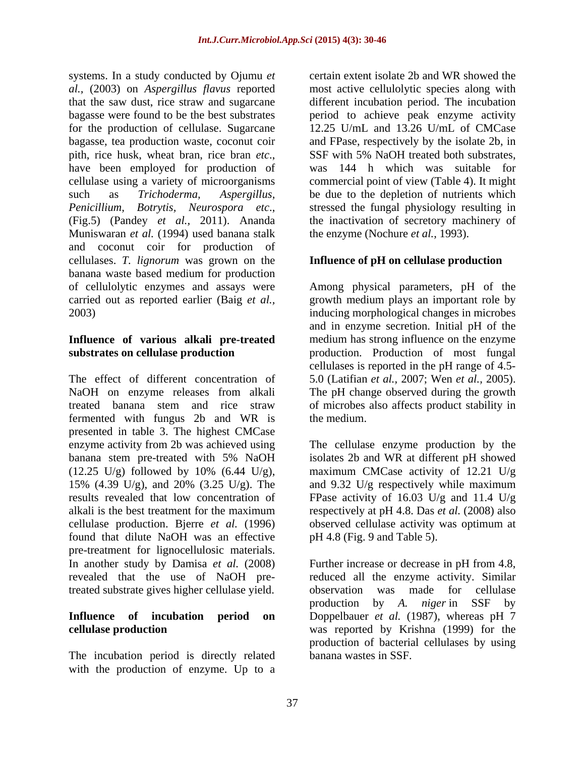systems. In a study conducted by Ojumu *et al.*, (2003) on *Aspergillus flavus* reported that the saw dust, rice straw and sugarcane bagasse were found to be the best substrates for the production of cellulase. Sugarcane bagasse, tea production waste, coconut coir pith, rice husk, wheat bran, rice bran *etc*., have been employed for production of cellulase using a variety of microorganisms such as *Trichoderma, Aspergillus, Penicillium, Botrytis, Neurospora etc*., (Fig.5) (Pandey *et al.*, 2011). Ananda Muniswaran *et al.* (1994) used banana stalk and coconut coir for production of cellulases. *T. lignorum* was grown on the banana waste based medium for production of cellulolytic enzymes and assays were carried out as reported earlier (Baig *et al.,* 2003)

## Influence of various alkali pre-treated substrates on cellulase production

The effect of different concentration of NaOH on enzyme releases from alkali treated banana stem and rice straw fermented with fungus 2b and WR is presented in table 3. The highest CMCase enzyme activity from 2b was achieved using banana stem pre-treated with 5% NaOH (12.25 U/g) followed by 10% (6.44 U/g), 15% (4.39 U/g), and 20% (3.25 U/g). The results revealed that low concentration of alkali is the best treatment for the maximum cellulase production. Bjerre *et al.* (1996) found that dilute NaOH was an effective pre-treatment for lignocellulosic materials. In another study by Damisa *et al.* (2008) revealed that the use of NaOH pre-treated substrate gives higher cellulase yield.

## Influence of incubation period on cellulase production

The incubation period is directly related with the production of enzyme. Up to a certain extent isolate 2b and WR showed the most active cellulolytic species along with different incubation period. The incubation period to achieve peak enzyme activity 12.25 U/mL and 13.26 U/mL of CMCase and FPase, respectively by the isolate 2b, in SSF with 5% NaOH treated both substrates, was 144 h which was suitable for commercial point of view (Table 4). It might be due to the depletion of nutrients which stressed the fungal physiology resulting in the inactivation of secretory machinery of the enzyme (Nochure *et al.,* 1993).

## Influence of pH on cellulase production

Among physical parameters, pH of the growth medium plays an important role by inducing morphological changes in microbes and in enzyme secretion. Initial pH of the medium has strong influence on the enzyme production. Production of most fungal cellulases is reported in the pH range of 4.5-5.0 (Latifian *et al.,* 2007; Wen *et al.,* 2005). The pH change observed during the growth of microbes also affects product stability in the medium.

The cellulase enzyme production by the isolates 2b and WR at different pH showed maximum CMCase activity of 12.21 U/g and 9.32 U/g respectively while maximum FPase activity of 16.03 U/g and 11.4 U/g respectively at pH 4.8. Das *et al.* (2008) also observed cellulase activity was optimum at pH 4.8 (Fig. 9 and Table 5).

Further increase or decrease in pH from 4.8, reduced all the enzyme activity. Similar observation was made for cellulase production by *A. niger* in SSF by Doppelbauer *et al.* (1987), whereas pH 7 was reported by Krishna (1999) for the production of bacterial cellulases by using banana wastes in SSF.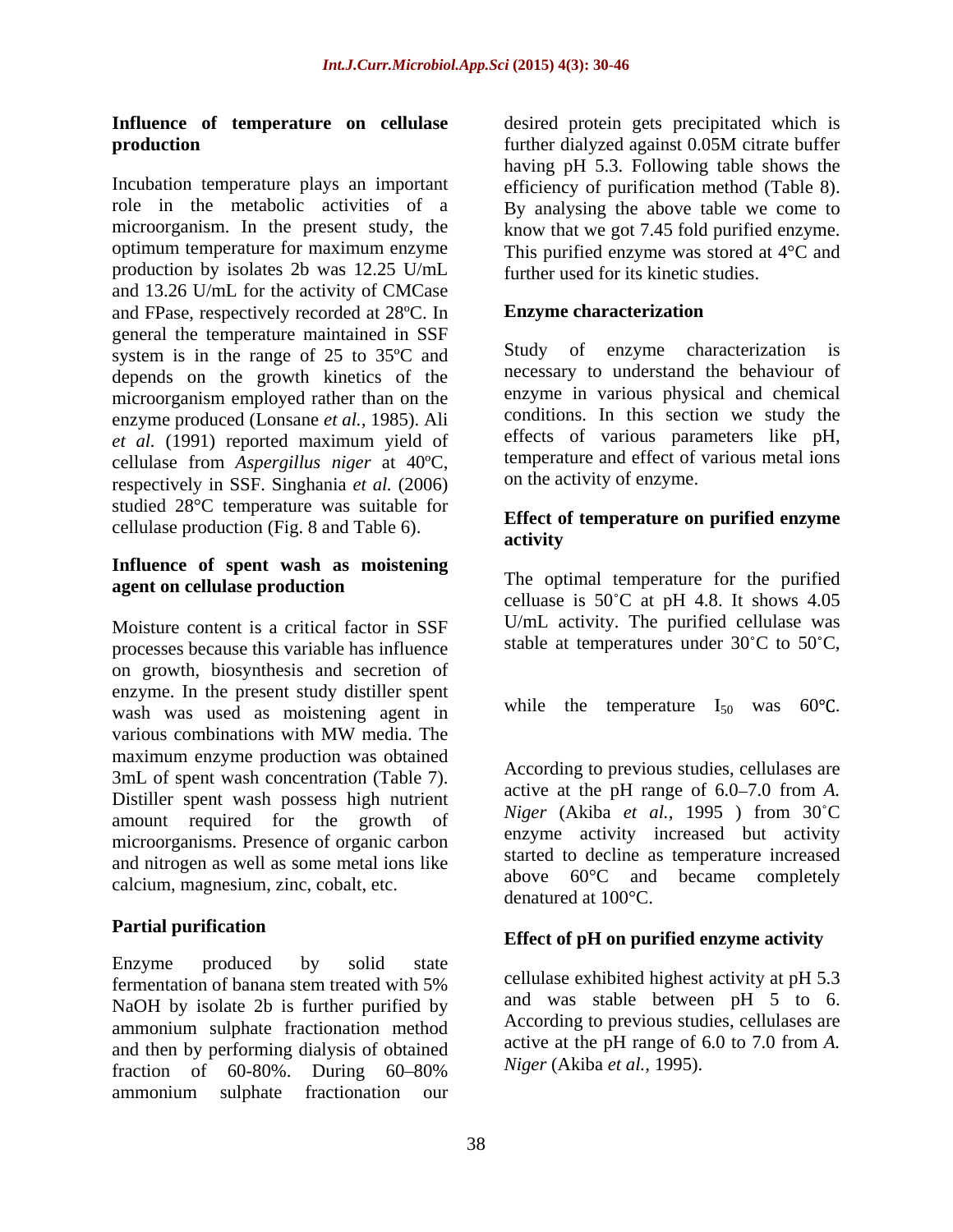### Influence of temperature on cellulase production

Incubation temperature plays an important role in the metabolic activities of a microorganism. In the present study, the optimum temperature for maximum enzyme production by isolates 2b was 12.25 U/mL and 13.26 U/mL for the activity of CMCase and FPase, respectively recorded at 28ºC. In general the temperature maintained in SSF system is in the range of 25 to 35ºC and depends on the growth kinetics of the microorganism employed rather than on the enzyme produced (Lonsane *et al.,* 1985). Ali *et al.* (1991) reported maximum yield of cellulase from *Aspergillus niger* at 40ºC, respectively in SSF. Singhania *et al.* (2006) studied 28°C temperature was suitable for cellulase production (Fig. 8 and Table 6).

### Influence of spent wash as moistening agent on cellulase production

Moisture content is a critical factor in SSF processes because this variable has influence on growth, biosynthesis and secretion of enzyme. In the present study distiller spent wash was used as moistening agent in various combinations with MW media. The maximum enzyme production was obtained 3mL of spent wash concentration (Table 7). Distiller spent wash possess high nutrient amount required for the growth of microorganisms. Presence of organic carbon and nitrogen as well as some metal ions like calcium, magnesium, zinc, cobalt, etc.

### Partial purification

Enzyme produced by solid state fermentation of banana stem treated with 5% NaOH by isolate 2b is further purified by ammonium sulphate fractionation method and then by performing dialysis of obtained fraction of 60-80%. During 60–80% ammonium sulphate fractionation our desired protein gets precipitated which is further dialyzed against 0.05M citrate buffer having pH 5.3. Following table shows the efficiency of purification method (Table 8). By analysing the above table we come to know that we got 7.45 fold purified enzyme. This purified enzyme was stored at 4°C and further used for its kinetic studies.

### Enzyme characterization

Study of enzyme characterization is necessary to understand the behaviour of enzyme in various physical and chemical conditions. In this section we study the effects of various parameters like pH, temperature and effect of various metal ions on the activity of enzyme.

### Effect of temperature on purified enzyme activity

The optimal temperature for the purified celluase is 50˚C at pH 4.8. It shows 4.05 U/mL activity. The purified cellulase was stable at temperatures under 30˚C to 50˚C,

while the temperature $I_{50}$ was 60℃.

According to previous studies, cellulases are active at the pH range of 6.0–7.0 from *A. Niger* (Akiba *et al.,* 1995 ) from 30˚C enzyme activity increased but activity started to decline as temperature increased above 60°C and became completely denatured at 100°C.

### Effect of pH on purified enzyme activity

cellulase exhibited highest activity at pH 5.3 and was stable between pH 5 to 6. According to previous studies, cellulases are active at the pH range of 6.0 to 7.0 from *A. Niger* (Akiba *et al.,* 1995).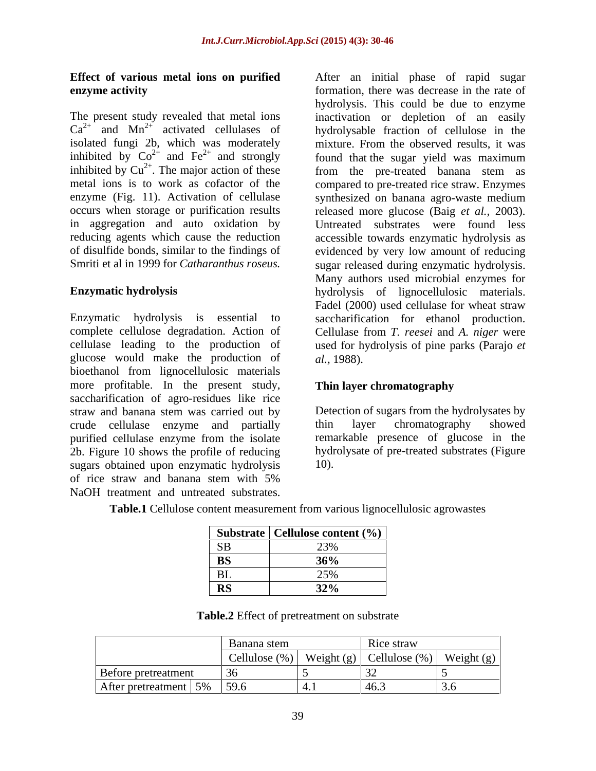### Effect of various metal ions on purified enzyme activity

The present study revealed that metal ions $Ca^{2+}$ and $Mn^{2+}$ activated cellulases of isolated fungi 2b, which was moderately inhibited by $Co^{2+}$ and $Fe^{2+}$ and strongly inhibited by $Cu^{2+}$. The major action of these metal ions is to work as cofactor of the enzyme (Fig. 11). Activation of cellulase occurs when storage or purification results in aggregation and auto oxidation by reducing agents which cause the reduction of disulfide bonds, similar to the findings of Smriti et al in 1999 for *Catharanthus roseus.*

### Enzymatic hydrolysis

Enzymatic hydrolysis is essential to complete cellulose degradation. Action of cellulase leading to the production of glucose would make the production of bioethanol from lignocellulosic materials more profitable. In the present study, saccharification of agro-residues like rice straw and banana stem was carried out by crude cellulase enzyme and partially purified cellulase enzyme from the isolate 2b. Figure 10 shows the profile of reducing sugars obtained upon enzymatic hydrolysis of rice straw and banana stem with 5% NaOH treatment and untreated substrates. After an initial phase of rapid sugar formation, there was decrease in the rate of hydrolysis. This could be due to enzyme inactivation or depletion of an easily hydrolysable fraction of cellulose in the mixture. From the observed results, it was found that the sugar yield was maximum from the pre-treated banana stem as compared to pre-treated rice straw. Enzymes synthesized on banana agro-waste medium released more glucose (Baig *et al.,* 2003). Untreated substrates were found less accessible towards enzymatic hydrolysis as evidenced by very low amount of reducing sugar released during enzymatic hydrolysis. Many authors used microbial enzymes for hydrolysis of lignocellulosic materials. Fadel (2000) used cellulase for wheat straw saccharification for ethanol production. Cellulase from *T. reesei* and *A. niger* were used for hydrolysis of pine parks (Parajo *et al.,* 1988).

### Thin layer chromatography

Detection of sugars from the hydrolysates by thin layer chromatography showed remarkable presence of glucose in the hydrolysate of pre-treated substrates (Figure 10).

**Table.1** Cellulose content measurement from various lignocellulosic agrowastes

| Substrate | Cellulose content (%) |
|---|---|
| SB | 23% |
| **BS** | **36%** |
| BL | 25% |
| **RS** | **32%** |

**Table.2** Effect of pretreatment on substrate

| | | Banana stem | | Rice straw | |
|---|---|---|---|---|---|
| | | Cellulose (%) | Weight (g) | Cellulose (%) | Weight (g) |
| Before pretreatment | | 36 | 5 | 32 | 5 |
| After pretreatment | 5% | 59.6 | 4.1 | 46.3 | 3.6 |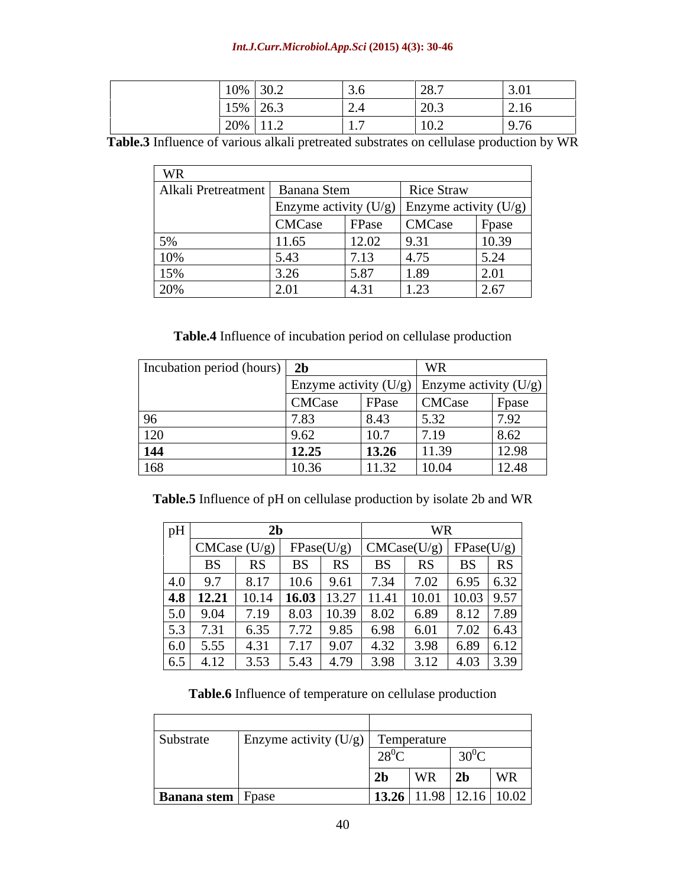| | | | | | |
|---|---|---|---|---|---|
| | 10% | 30.2 | 3.6 | 28.7 | 3.01 |
| | 15% | 26.3 | 2.4 | 20.3 | 2.16 |
| | 20% | 11.2 | 1.7 | 10.2 | 9.76 |

**Table.3** Influence of various alkali pretreated substrates on cellulase production by WR

| WR | | | | |
|---|---|---|---|---|
| Alkali Pretreatment | Banana Stem | | Rice Straw | |
| | Enzyme activity (U/g) | | Enzyme activity (U/g) | |
| | CMCase | FPase | CMCase | Fpase |
| 5% | 11.65 | 12.02 | 9.31 | 10.39 |
| 10% | 5.43 | 7.13 | 4.75 | 5.24 |
| 15% | 3.26 | 5.87 | 1.89 | 2.01 |
| 20% | 2.01 | 4.31 | 1.23 | 2.67 |

**Table.4** Influence of incubation period on cellulase production

| Incubation period (hours) | **2b** | | WR | |
|---|---|---|---|---|
| | Enzyme activity (U/g) | | Enzyme activity (U/g) | |
| | CMCase | FPase | CMCase | Fpase |
| 96 | 7.83 | 8.43 | 5.32 | 7.92 |
| 120 | 9.62 | 10.7 | 7.19 | 8.62 |
| **144** | **12.25** | **13.26** | 11.39 | 12.98 |
| 168 | 10.36 | 11.32 | 10.04 | 12.48 |

**Table.5** Influence of pH on cellulase production by isolate 2b and WR

| pH | **2b** | | | | WR | | | |
|---|---|---|---|---|---|---|---|---|
| | CMCase (U/g) | | FPase(U/g) | | CMCase(U/g) | | FPase(U/g) | |
| | BS | RS | BS | RS | BS | RS | BS | RS |
| 4.0 | 9.7 | 8.17 | 10.6 | 9.61 | 7.34 | 7.02 | 6.95 | 6.32 |
| **4.8** | **12.21** | 10.14 | **16.03** | 13.27 | 11.41 | 10.01 | 10.03 | 9.57 |
| 5.0 | 9.04 | 7.19 | 8.03 | 10.39 | 8.02 | 6.89 | 8.12 | 7.89 |
| 5.3 | 7.31 | 6.35 | 7.72 | 9.85 | 6.98 | 6.01 | 7.02 | 6.43 |
| 6.0 | 5.55 | 4.31 | 7.17 | 9.07 | 4.32 | 3.98 | 6.89 | 6.12 |
| 6.5 | 4.12 | 3.53 | 5.43 | 4.79 | 3.98 | 3.12 | 4.03 | 3.39 |

**Table.6** Influence of temperature on cellulase production

| Substrate | Enzyme activity (U/g) | Temperature | | | |
|---|---|---|---|---|---|
| | | $28^0C$ | | $30^0C$ | |
| | | **2b** | WR | **2b** | WR |
| **Banana stem** | Fpase | **13.26** | 11.98 | 12.16 | 10.02 |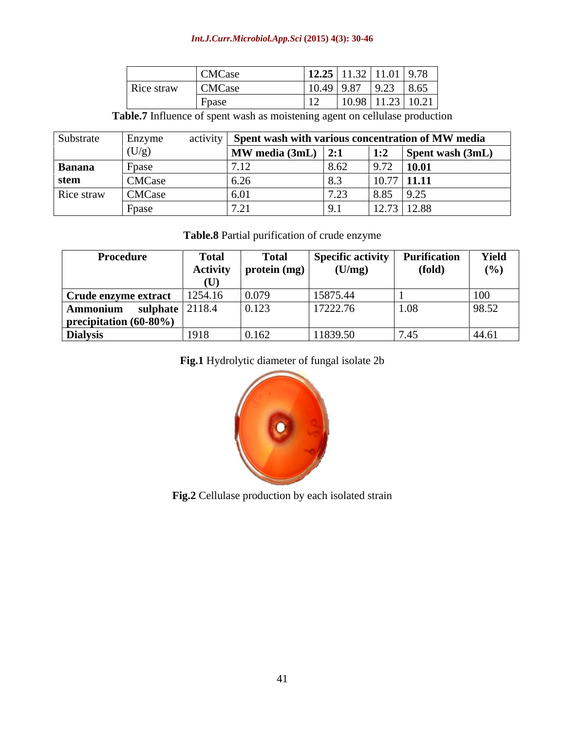|  | CMCase | **12.25** | 11.32 | 11.01 | 9.78 |
|---|---|---|---|---|---|
| Rice straw | CMCase | 10.49 | 9.87 | 9.23 | 8.65 |
|  | Fpase | 12 | 10.98 | 11.23 | 10.21 |

**Table.7** Influence of spent wash as moistening agent on cellulase production

| Substrate | Enzyme activity (U/g) | **Spent wash with various concentration of MW media** | | | |
|---|---|---|---|---|---|
| | | **MW media (3mL)** | **2:1** | **1:2** | **Spent wash (3mL)** |
| **Banana stem** | Fpase | 7.12 | 8.62 | 9.72 | **10.01** |
| | CMCase | 6.26 | 8.3 | 10.77 | **11.11** |
| Rice straw | CMCase | 6.01 | 7.23 | 8.85 | 9.25 |
| | Fpase | 7.21 | 9.1 | 12.73 | 12.88 |

**Table.8** Partial purification of crude enzyme

| Procedure | Total Activity (U) | Total protein (mg) | Specific activity (U/mg) | Purification (fold) | Yield (%) |
|---|---|---|---|---|---|
| **Crude enzyme extract** | 1254.16 | 0.079 | 15875.44 | 1 | 100 |
| **Ammonium sulphate precipitation (60-80%)** | 2118.4 | 0.123 | 17222.76 | 1.08 | 98.52 |
| **Dialysis** | 1918 | 0.162 | 11839.50 | 7.45 | 44.61 |

**Fig.1** Hydrolytic diameter of fungal isolate 2b

**Fig.2** Cellulase production by each isolated strain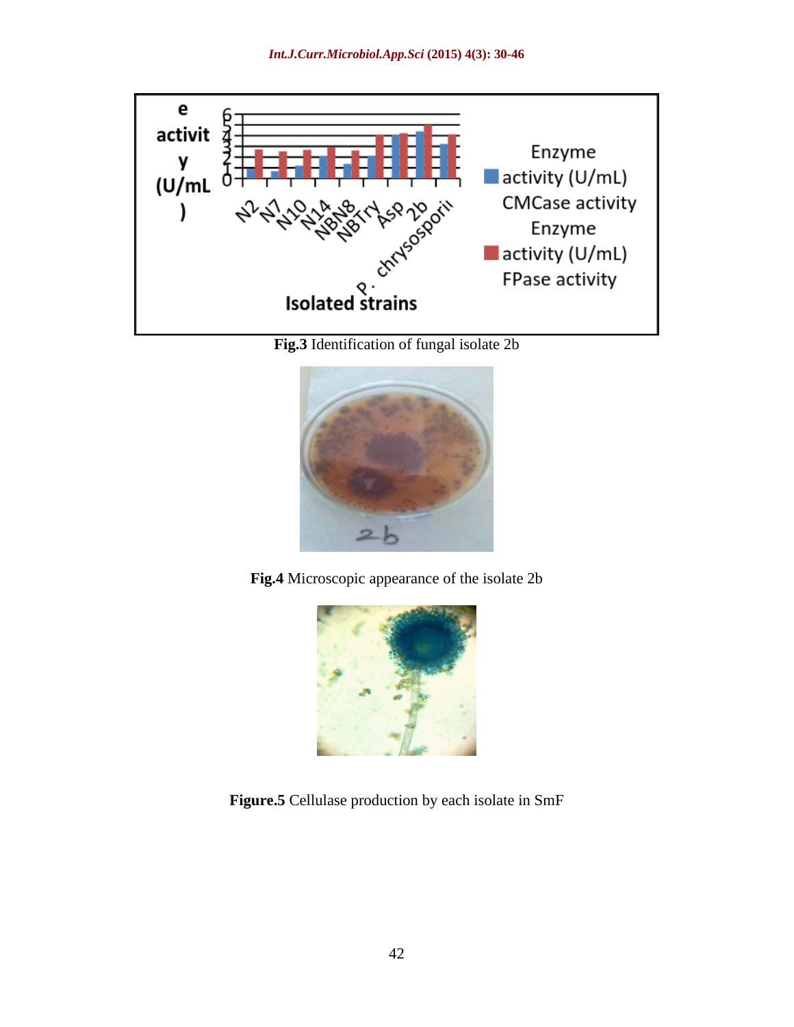Fig.3 Identification of fungal isolate 2b

**Fig.4** Microscopic appearance of the isolate 2b

**Figure.5** Cellulase production by each isolate in SmF

**Fig.3** Identification of fungal isolate 2b

**Fig.4** Microscopic appearance of the isolate 2b

**Figure.5** Cellulase production by each isolate in SmF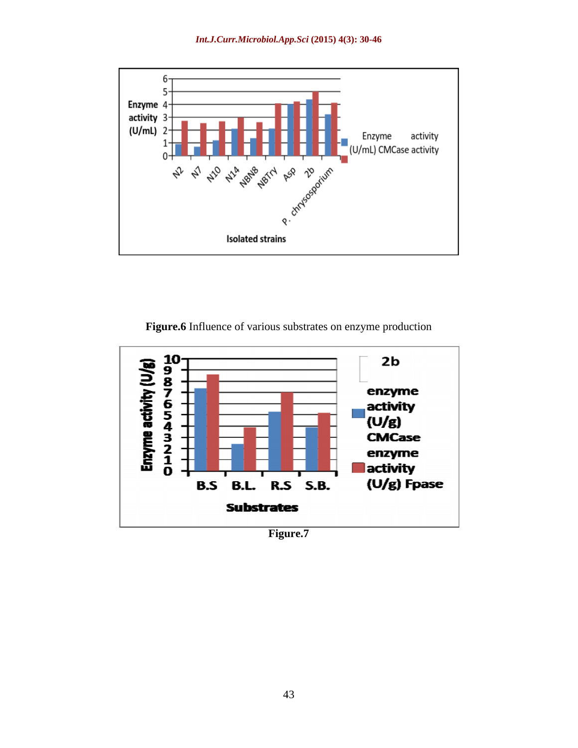Figure.6 Influence of various substrates on enzyme production

**Figure.7**

**Figure.6** Influence of various substrates on enzyme production

**Figure.7**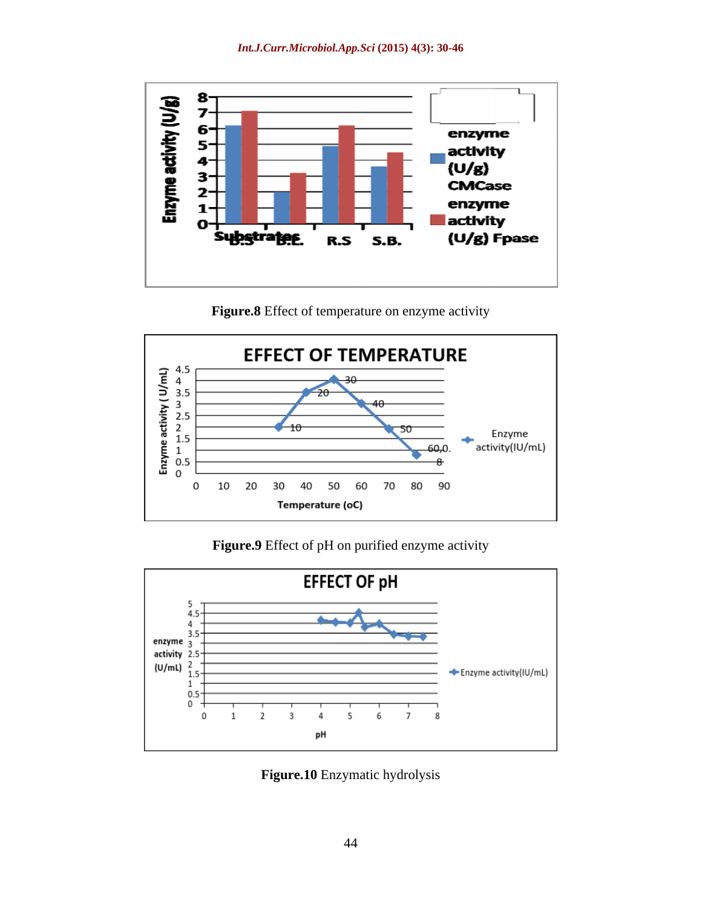**Figure.8** Effect of temperature on enzyme activity

**Figure.9** Effect of pH on purified enzyme activity

**Figure.10** Enzymatic hydrolysis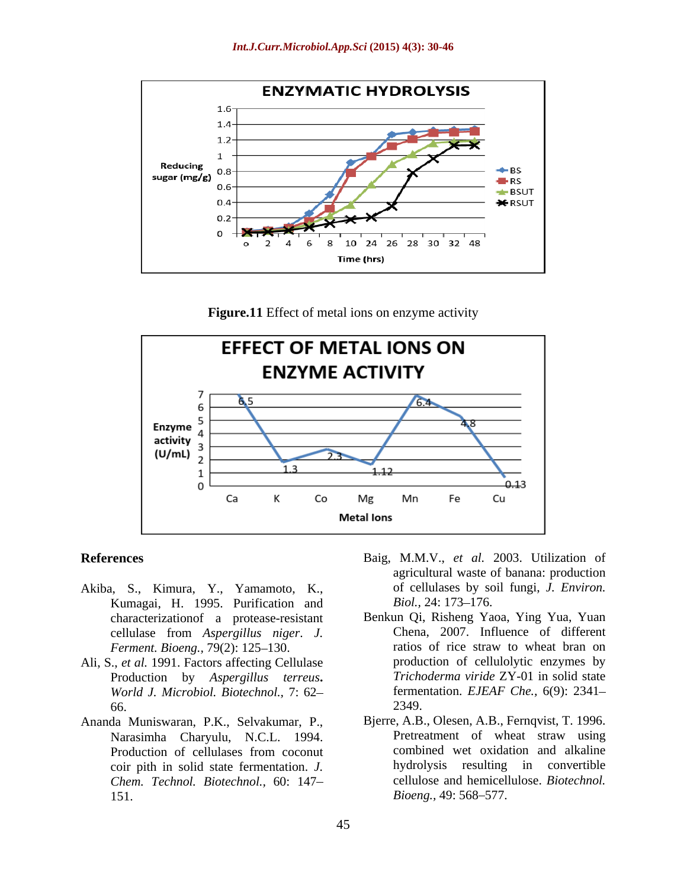**Figure.11** Effect of metal ions on enzyme activity

## References

Akiba, S., Kimura, Y., Yamamoto, K., Kumagai, H. 1995. Purification and characterizationof a protease-resistant cellulase from *Aspergillus niger*. *J. Ferment. Bioeng.,* 79(2): 125–130.

Ali, S., *et al.* 1991. Factors affecting Cellulase Production by *Aspergillus terreus***.** *World J. Microbiol. Biotechnol.,* 7: 62–66.

Ananda Muniswaran, P.K., Selvakumar, P., Narasimha Charyulu, N.C.L. 1994. Production of cellulases from coconut coir pith in solid state fermentation. *J. Chem. Technol. Biotechnol.,* 60: 147–151.

Baig, M.M.V., *et al.* 2003. Utilization of agricultural waste of banana: production of cellulases by soil fungi, *J. Environ. Biol.,* 24: 173–176.

Benkun Qi, Risheng Yaoa, Ying Yua, Yuan Chena, 2007. Influence of different ratios of rice straw to wheat bran on production of cellulolytic enzymes by *Trichoderma viride* ZY-01 in solid state fermentation. *EJEAF Che.,* 6(9): 2341–2349.

Bjerre, A.B., Olesen, A.B., Fernqvist, T. 1996. Pretreatment of wheat straw using combined wet oxidation and alkaline hydrolysis resulting in convertible cellulose and hemicellulose. *Biotechnol. Bioeng.,* 49: 568–577.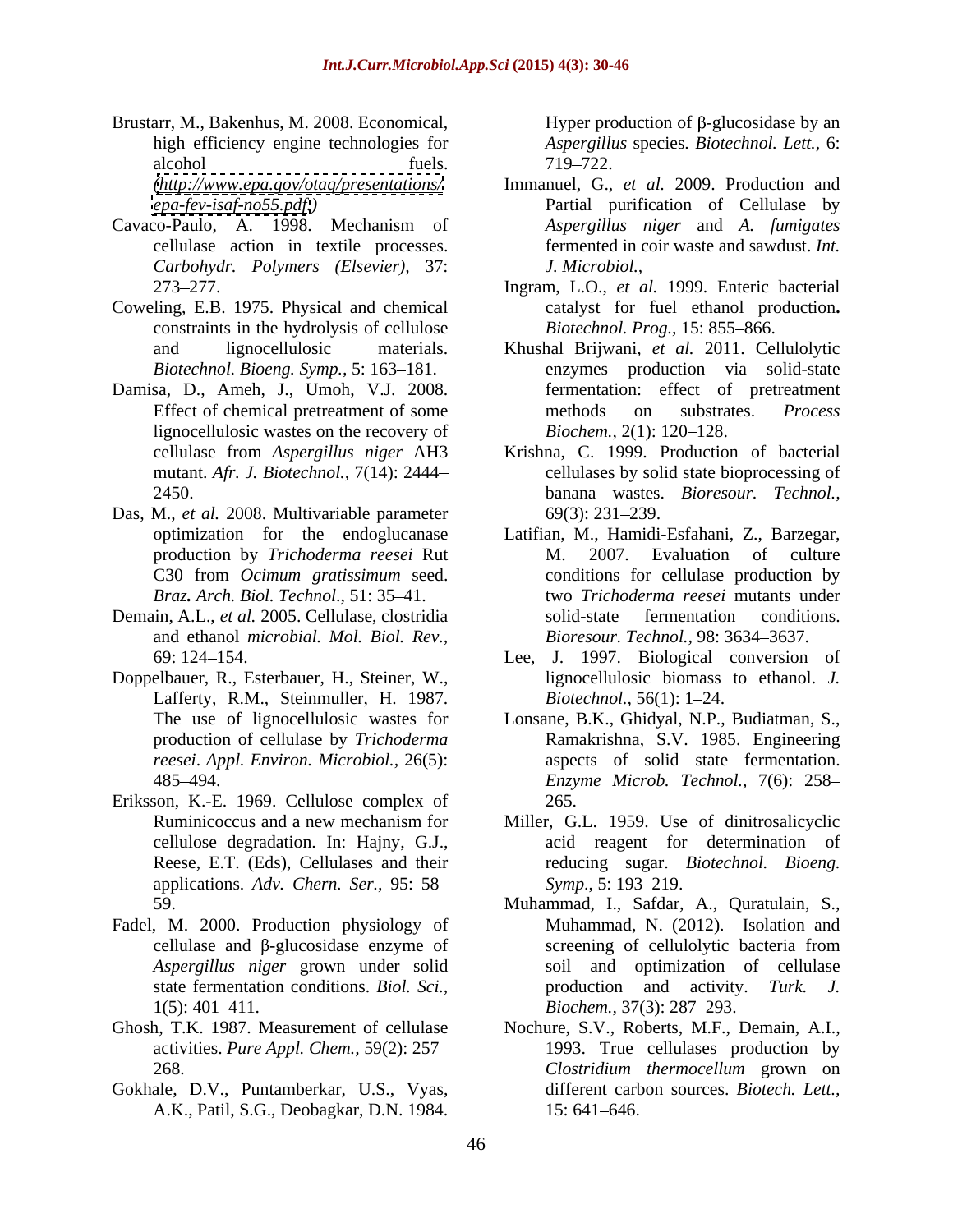Brustarr, M., Bakenhus, M. 2008. Economical, high efficiency engine technologies for alcohol fuels. (http://www.epa.gov/otaq/presentations/epa-fev-isaf-no55.pdf)

Cavaco-Paulo, A. 1998. Mechanism of cellulase action in textile processes. *Carbohydr. Polymers (Elsevier)*, 37: 273–277.

Coweling, E.B. 1975. Physical and chemical constraints in the hydrolysis of cellulose and lignocellulosic materials. *Biotechnol. Bioeng. Symp.*, 5: 163–181.

Damisa, D., Ameh, J., Umoh, V.J. 2008. Effect of chemical pretreatment of some lignocellulosic wastes on the recovery of cellulase from *Aspergillus niger* AH3 mutant. *Afr. J. Biotechnol.*, 7(14): 2444–2450.

Das, M., *et al.* 2008. Multivariable parameter optimization for the endoglucanase production by *Trichoderma reesei* Rut C30 from *Ocimum gratissimum* seed. *Braz. Arch. Biol. Technol*., 51: 35–41.

Demain, A.L., *et al.* 2005. Cellulase, clostridia and ethanol *microbial. Mol. Biol. Rev.*, 69: 124–154.

Doppelbauer, R., Esterbauer, H., Steiner, W., Lafferty, R.M., Steinmuller, H. 1987. The use of lignocellulosic wastes for production of cellulase by *Trichoderma reesei*. *Appl. Environ. Microbiol.*, 26(5): 485–494.

Eriksson, K.-E. 1969. Cellulose complex of Ruminicoccus and a new mechanism for cellulose degradation. In: Hajny, G.J., Reese, E.T. (Eds), Cellulases and their applications. *Adv. Chern. Ser.*, 95: 58–59.

Fadel, M. 2000. Production physiology of cellulase and β-glucosidase enzyme of *Aspergillus niger* grown under solid state fermentation conditions. *Biol. Sci.*, 1(5): 401–411.

Ghosh, T.K. 1987. Measurement of cellulase activities. *Pure Appl. Chem.*, 59(2): 257–268.

Gokhale, D.V., Puntamberkar, U.S., Vyas, A.K., Patil, S.G., Deobagkar, D.N. 1984. Hyper production of β-glucosidase by an *Aspergillus* species. *Biotechnol. Lett.*, 6: 719–722.

Immanuel, G., *et al.* 2009. Production and Partial purification of Cellulase by *Aspergillus niger* and *A. fumigates* fermented in coir waste and sawdust. *Int. J. Microbiol.*,

Ingram, L.O., *et al.* 1999. Enteric bacterial catalyst for fuel ethanol production**.** *Biotechnol. Prog.*, 15: 855–866.

Khushal Brijwani, *et al.* 2011. Cellulolytic enzymes production via solid-state fermentation: effect of pretreatment methods on substrates. *Process Biochem.*, 2(1): 120–128.

Krishna, C. 1999. Production of bacterial cellulases by solid state bioprocessing of banana wastes. *Bioresour. Technol.*, 69(3): 231–239.

Latifian, M., Hamidi-Esfahani, Z., Barzegar, M. 2007. Evaluation of culture conditions for cellulase production by two *Trichoderma reesei* mutants under solid-state fermentation conditions. *Bioresour. Technol.*, 98: 3634–3637.

Lee, J. 1997. Biological conversion of lignocellulosic biomass to ethanol. *J. Biotechnol.*, 56(1): 1–24.

Lonsane, B.K., Ghidyal, N.P., Budiatman, S., Ramakrishna, S.V. 1985. Engineering aspects of solid state fermentation. *Enzyme Microb. Technol.*, 7(6): 258–265.

Miller, G.L. 1959. Use of dinitrosalicyclic acid reagent for determination of reducing sugar. *Biotechnol. Bioeng. Symp*., 5: 193–219.

Muhammad, I., Safdar, A., Quratulain, S., Muhammad, N. (2012). Isolation and screening of cellulolytic bacteria from soil and optimization of cellulase production and activity. *Turk. J. Biochem.*, 37(3): 287–293.

Nochure, S.V., Roberts, M.F., Demain, A.I., 1993. True cellulases production by *Clostridium thermocellum* grown on different carbon sources. *Biotech. Lett.*, 15: 641–646.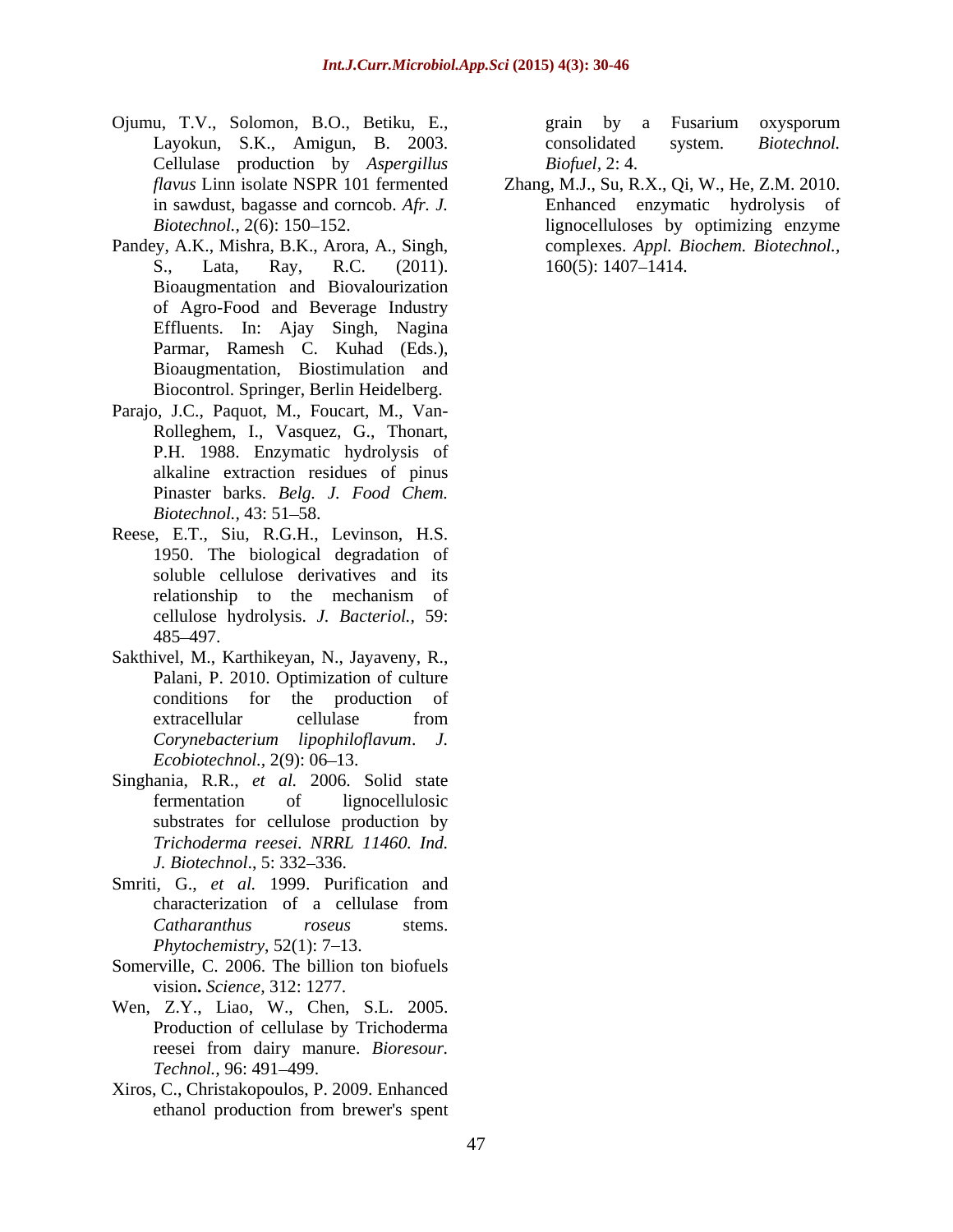Ojumu, T.V., Solomon, B.O., Betiku, E., Layokun, S.K., Amigun, B. 2003. Cellulase production by *Aspergillus flavus* Linn isolate NSPR 101 fermented in sawdust, bagasse and corncob. *Afr. J. Biotechnol.,* 2(6): 150–152.

Pandey, A.K., Mishra, B.K., Arora, A., Singh, S., Lata, Ray, R.C. (2011). Bioaugmentation and Biovalourization of Agro-Food and Beverage Industry Effluents. In: Ajay Singh, Nagina Parmar, Ramesh C. Kuhad (Eds.), Bioaugmentation, Biostimulation and Biocontrol. Springer, Berlin Heidelberg.

Parajo, J.C., Paquot, M., Foucart, M., Van-Rolleghem, I., Vasquez, G., Thonart, P.H. 1988. Enzymatic hydrolysis of alkaline extraction residues of pinus Pinaster barks. *Belg. J. Food Chem. Biotechnol.,* 43: 51–58.

Reese, E.T., Siu, R.G.H., Levinson, H.S. 1950. The biological degradation of soluble cellulose derivatives and its relationship to the mechanism of cellulose hydrolysis. *J. Bacteriol.,* 59: 485–497.

Sakthivel, M., Karthikeyan, N., Jayaveny, R., Palani, P. 2010. Optimization of culture conditions for the production of extracellular cellulase from *Corynebacterium lipophiloflavum*. *J. Ecobiotechnol.,* 2(9): 06–13.

Singhania, R.R., *et al.* 2006. Solid state fermentation of lignocellulosic substrates for cellulose production by *Trichoderma reesei. NRRL 11460. Ind. J. Biotechnol*., 5: 332–336.

Smriti, G., *et al.* 1999. Purification and characterization of a cellulase from *Catharanthus roseus* stems. *Phytochemistry*, 52(1): 7–13.

Somerville, C. 2006. The billion ton biofuels vision**.** *Science,* 312: 1277.

Wen, Z.Y., Liao, W., Chen, S.L. 2005. Production of cellulase by Trichoderma reesei from dairy manure. *Bioresour. Technol.,* 96: 491–499.

Xiros, C., Christakopoulos, P. 2009. Enhanced ethanol production from brewer's spent grain by a Fusarium oxysporum consolidated system. *Biotechnol. Biofuel*, 2: 4.

Zhang, M.J., Su, R.X., Qi, W., He, Z.M. 2010. Enhanced enzymatic hydrolysis of lignocelluloses by optimizing enzyme complexes. *Appl. Biochem. Biotechnol.,* 160(5): 1407–1414.